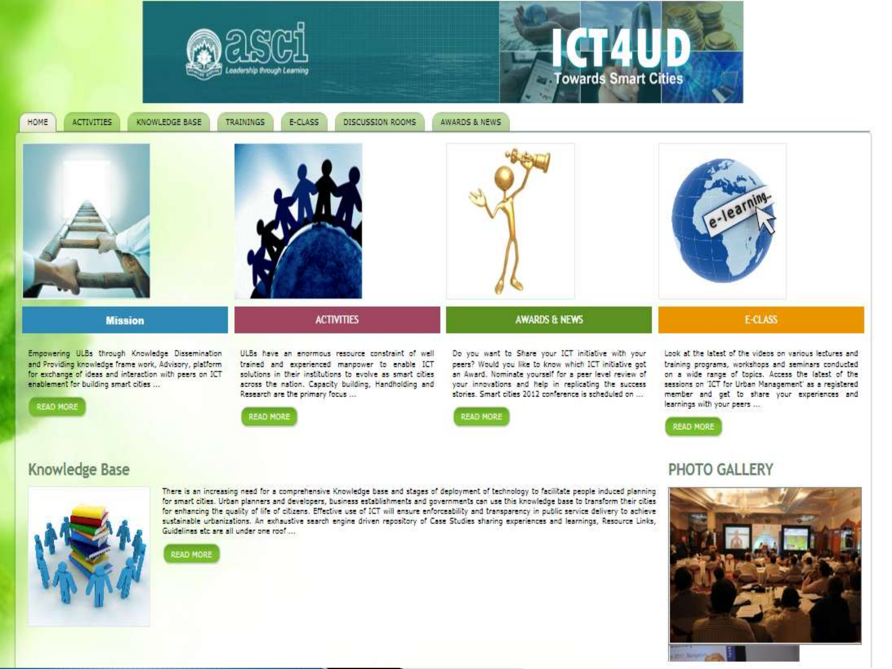asci

Leadership through Learning

# ICT4UD

Towards Smart Cities

HOME | ACTIVITIES | KNOWLEDGE BASE | TRAININGS | E-CLASS | DISCUSSION ROOMS | AWARDS & NEWS

## Mission

Empowering ULBs through Knowledge Dissemination and Providing knowledge frame work, Advisory, platform for exchange of ideas and interaction with peers on ICT enablement for building smart cities ...

READ MORE

## ACTIVITIES

ULBs have an enormous resource constraint of well trained and experienced manpower to enable ICT solutions in their institutions to evolve as smart cities across the nation. Capacity building, Handholding and Research are the primary focus ...

READ MORE

## AWARDS & NEWS

Do you want to Share your ICT initiative with your peers? Would you like to know which ICT initiative got an Award. Nominate yourself for a peer level review of your innovations and help in replicating the success stories. Smart cities 2012 conference is scheduled on ...

READ MORE

## E-CLASS

Look at the latest of the videos on various lectures and training programs, workshops and seminars conducted on a wide range of topics. Access the latest of the sessions on 'ICT for Urban Management' as a registered member and get to share your experiences and learnings with your peers ...

READ MORE

## Knowledge Base

There is an increasing need for a comprehensive Knowledge base and stages of deployment of technology to facilitate people induced planning for smart cities. Urban planners and developers, business establishments and governments can use this knowledge base to transform their cities for enhancing the quality of life of citizens. Effective use of ICT will ensure enforceability and transparency in public service delivery to achieve sustainable urbanizations. An exhaustive search engine driven repository of Case Studies sharing experiences and learnings, Resource Links, Guidelines etc are all under one roof ...

READ MORE

## PHOTO GALLERY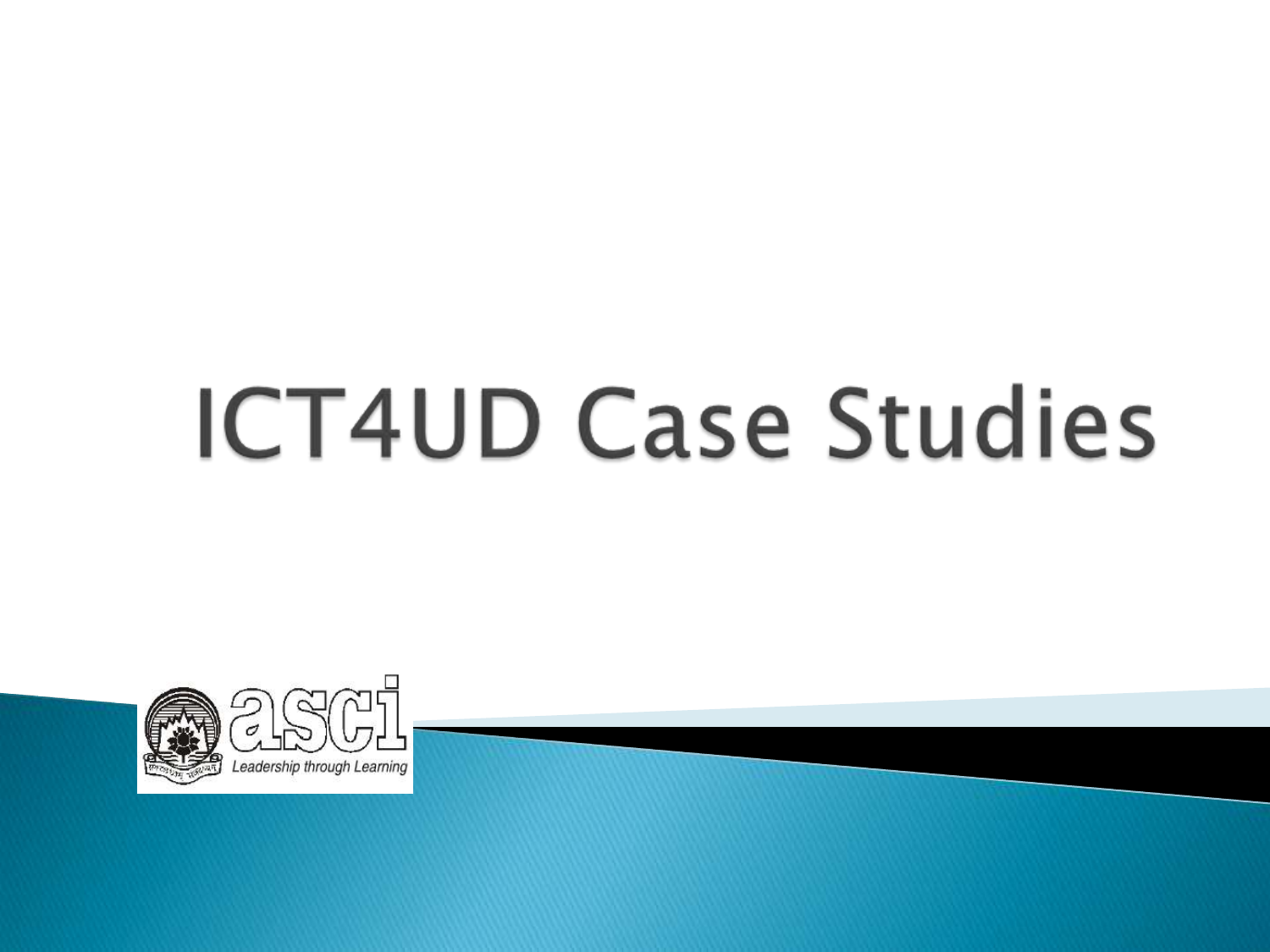# ICT4UD Case Studies

asci

Leadership through Learning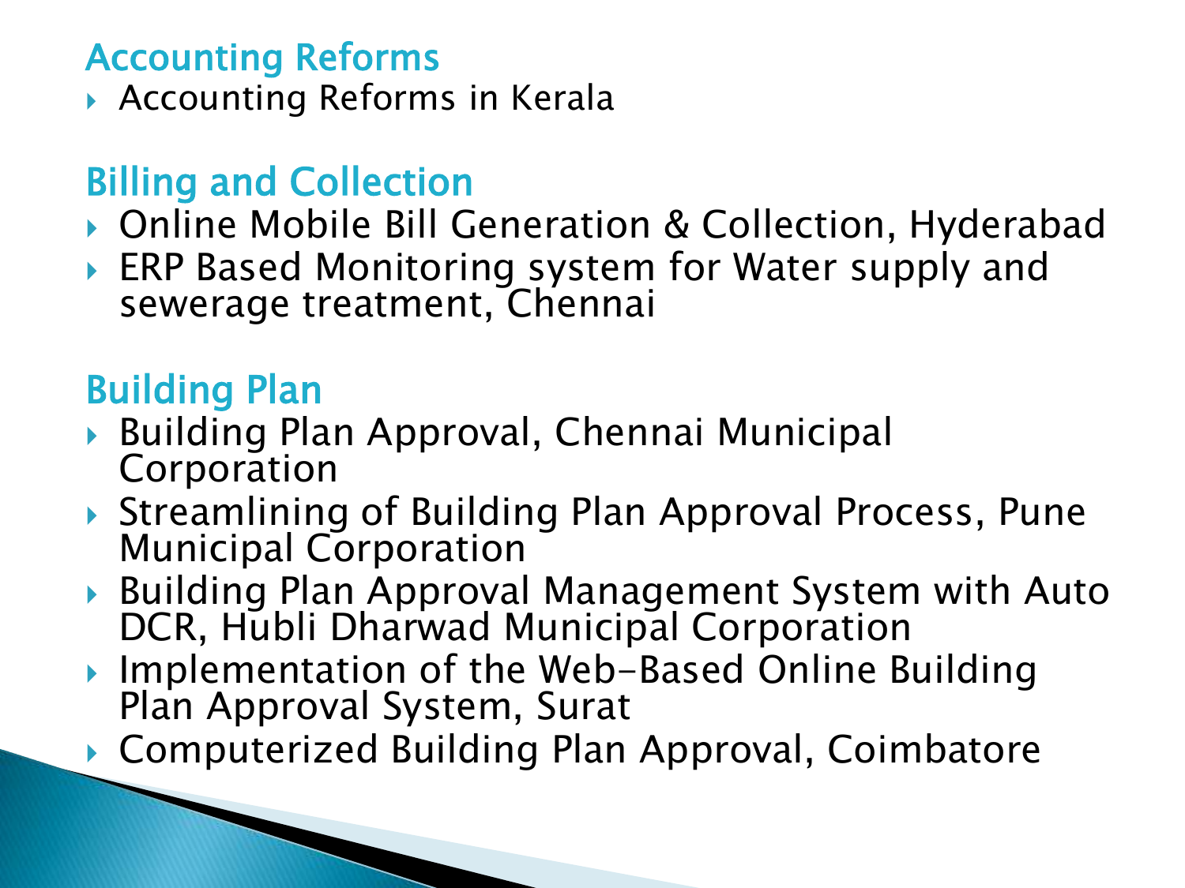## Accounting Reforms

- Accounting Reforms in Kerala

## Billing and Collection

- Online Mobile Bill Generation & Collection, Hyderabad
- ERP Based Monitoring system for Water supply and sewerage treatment, Chennai

## Building Plan

- Building Plan Approval, Chennai Municipal Corporation
- Streamlining of Building Plan Approval Process, Pune Municipal Corporation
- Building Plan Approval Management System with Auto DCR, Hubli Dharwad Municipal Corporation
- Implementation of the Web-Based Online Building Plan Approval System, Surat
- Computerized Building Plan Approval, Coimbatore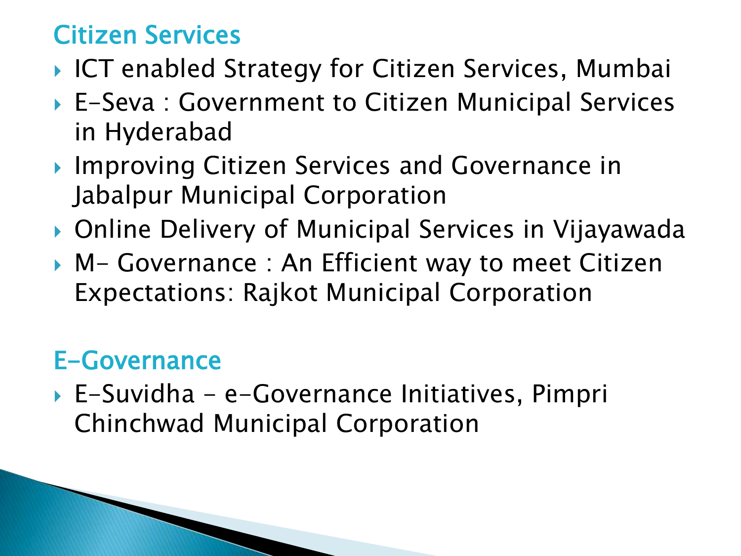## Citizen Services

- ICT enabled Strategy for Citizen Services, Mumbai
- E-Seva : Government to Citizen Municipal Services in Hyderabad
- Improving Citizen Services and Governance in Jabalpur Municipal Corporation
- Online Delivery of Municipal Services in Vijayawada
- M- Governance : An Efficient way to meet Citizen Expectations: Rajkot Municipal Corporation

## E-Governance

- E-Suvidha - e-Governance Initiatives, Pimpri Chinchwad Municipal Corporation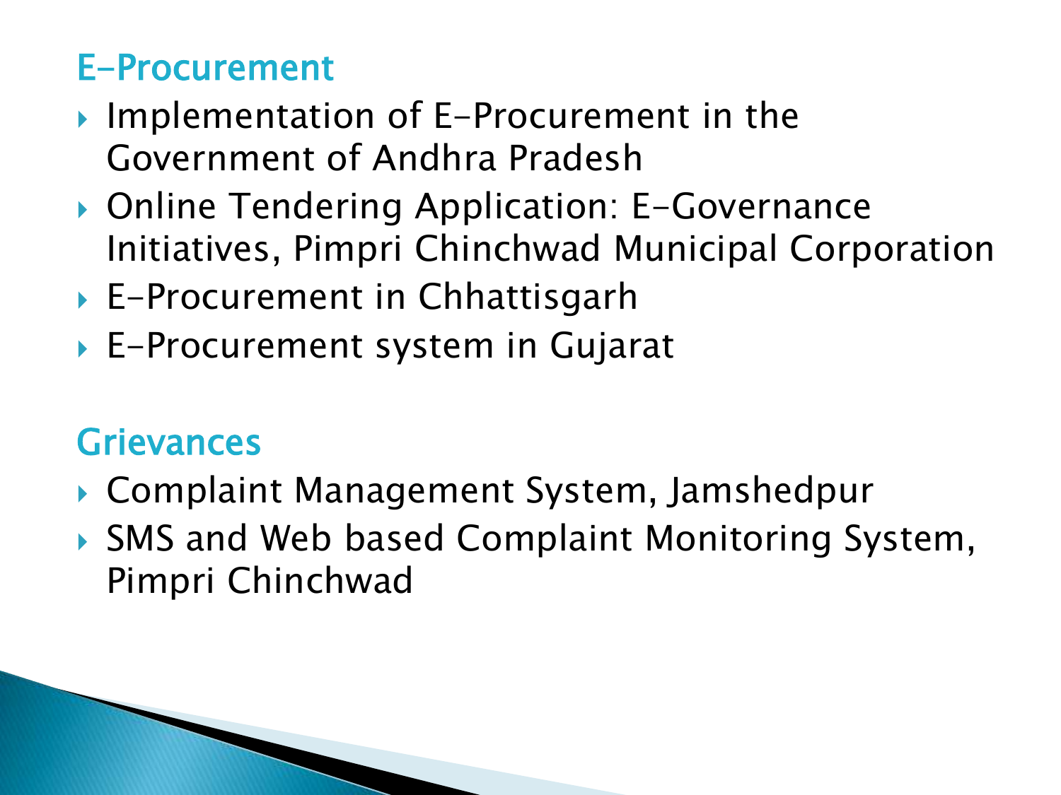## E-Procurement

- Implementation of E-Procurement in the Government of Andhra Pradesh
- Online Tendering Application: E-Governance Initiatives, Pimpri Chinchwad Municipal Corporation
- E-Procurement in Chhattisgarh
- E-Procurement system in Gujarat

## Grievances

- Complaint Management System, Jamshedpur
- SMS and Web based Complaint Monitoring System, Pimpri Chinchwad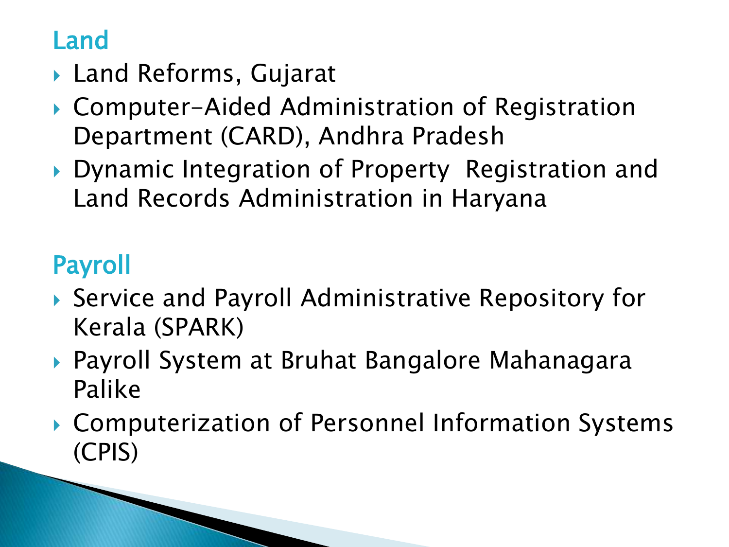## Land

- Land Reforms, Gujarat
- Computer-Aided Administration of Registration Department (CARD), Andhra Pradesh
- Dynamic Integration of Property Registration and Land Records Administration in Haryana

## Payroll

- Service and Payroll Administrative Repository for Kerala (SPARK)
- Payroll System at Bruhat Bangalore Mahanagara Palike
- Computerization of Personnel Information Systems (CPIS)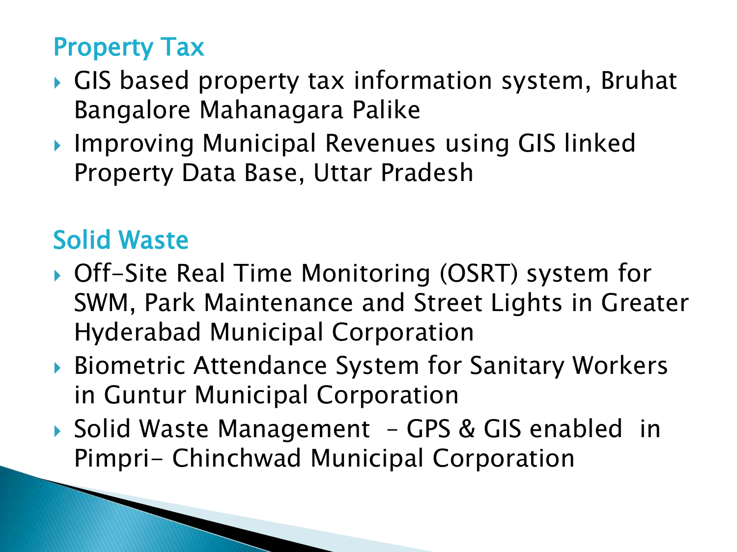## Property Tax

- GIS based property tax information system, Bruhat Bangalore Mahanagara Palike
- Improving Municipal Revenues using GIS linked Property Data Base, Uttar Pradesh

## Solid Waste

- Off-Site Real Time Monitoring (OSRT) system for SWM, Park Maintenance and Street Lights in Greater Hyderabad Municipal Corporation
- Biometric Attendance System for Sanitary Workers in Guntur Municipal Corporation
- Solid Waste Management – GPS & GIS enabled in Pimpri- Chinchwad Municipal Corporation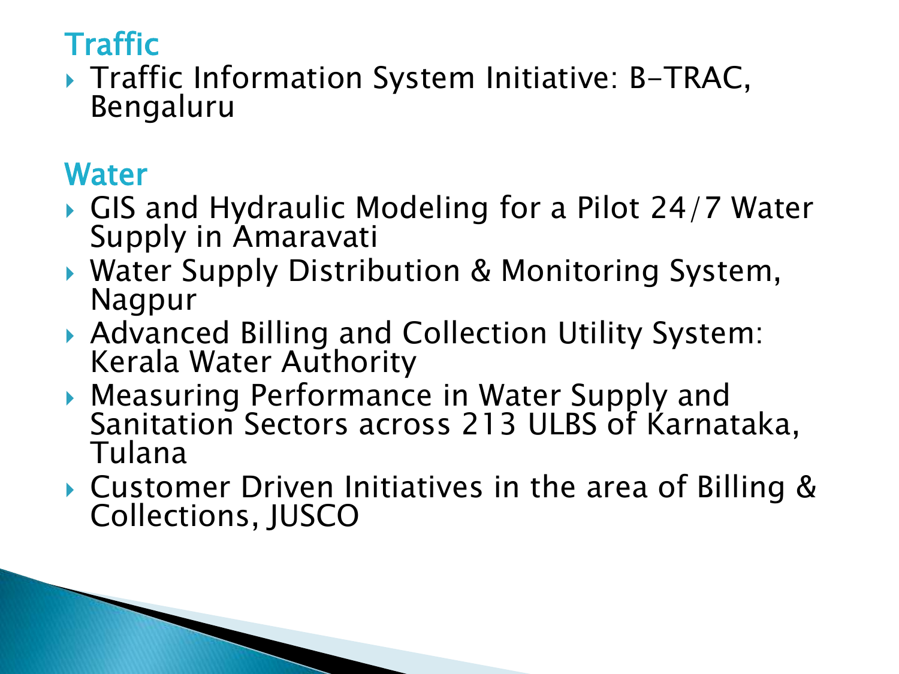## Traffic

- Traffic Information System Initiative: B-TRAC, Bengaluru

## Water

- GIS and Hydraulic Modeling for a Pilot 24/7 Water Supply in Amaravati
- Water Supply Distribution & Monitoring System, Nagpur
- Advanced Billing and Collection Utility System: Kerala Water Authority
- Measuring Performance in Water Supply and Sanitation Sectors across 213 ULBS of Karnataka, Tulana
- Customer Driven Initiatives in the area of Billing & Collections, JUSCO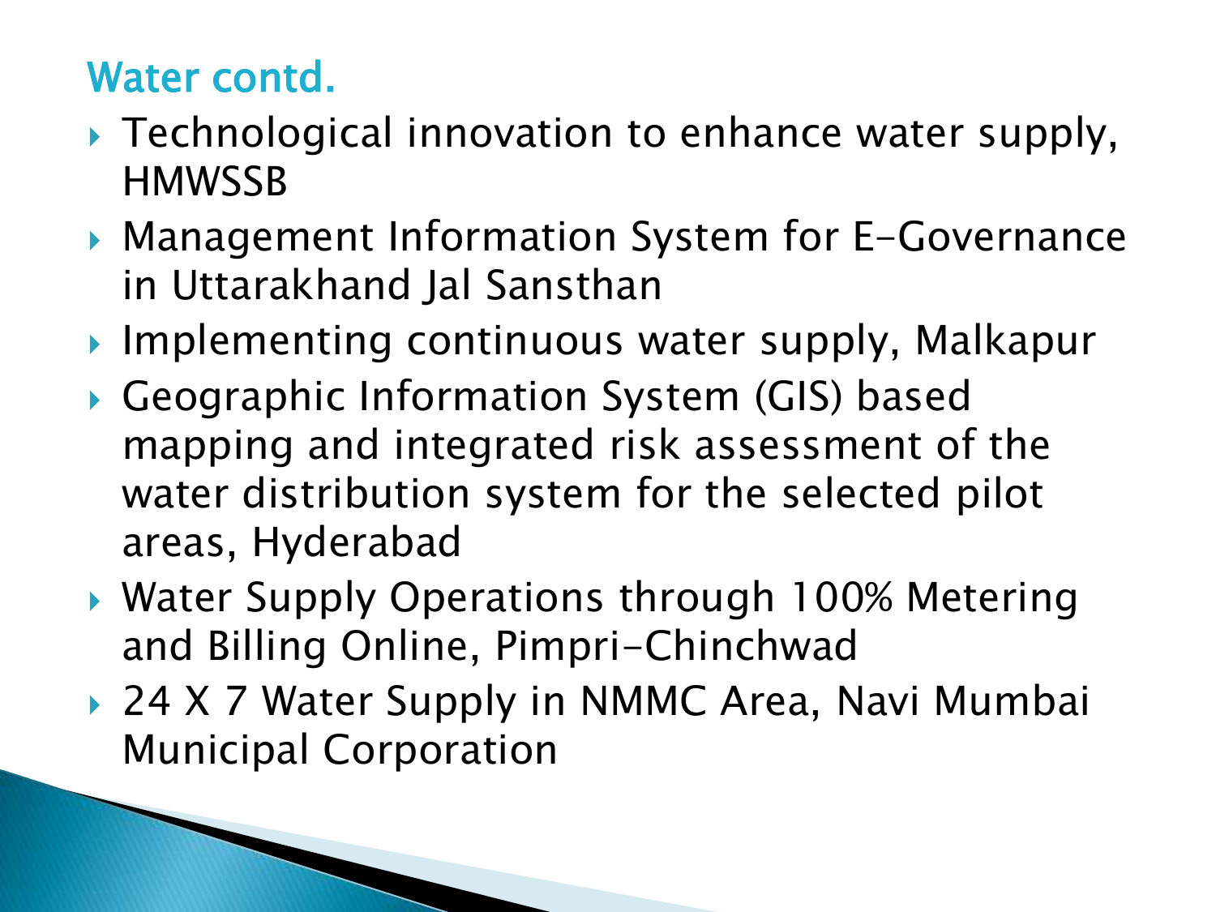## Water contd.

- Technological innovation to enhance water supply, HMWSSB
- Management Information System for E-Governance in Uttarakhand Jal Sansthan
- Implementing continuous water supply, Malkapur
- Geographic Information System (GIS) based mapping and integrated risk assessment of the water distribution system for the selected pilot areas, Hyderabad
- Water Supply Operations through 100% Metering and Billing Online, Pimpri-Chinchwad
- 24 X 7 Water Supply in NMMC Area, Navi Mumbai Municipal Corporation